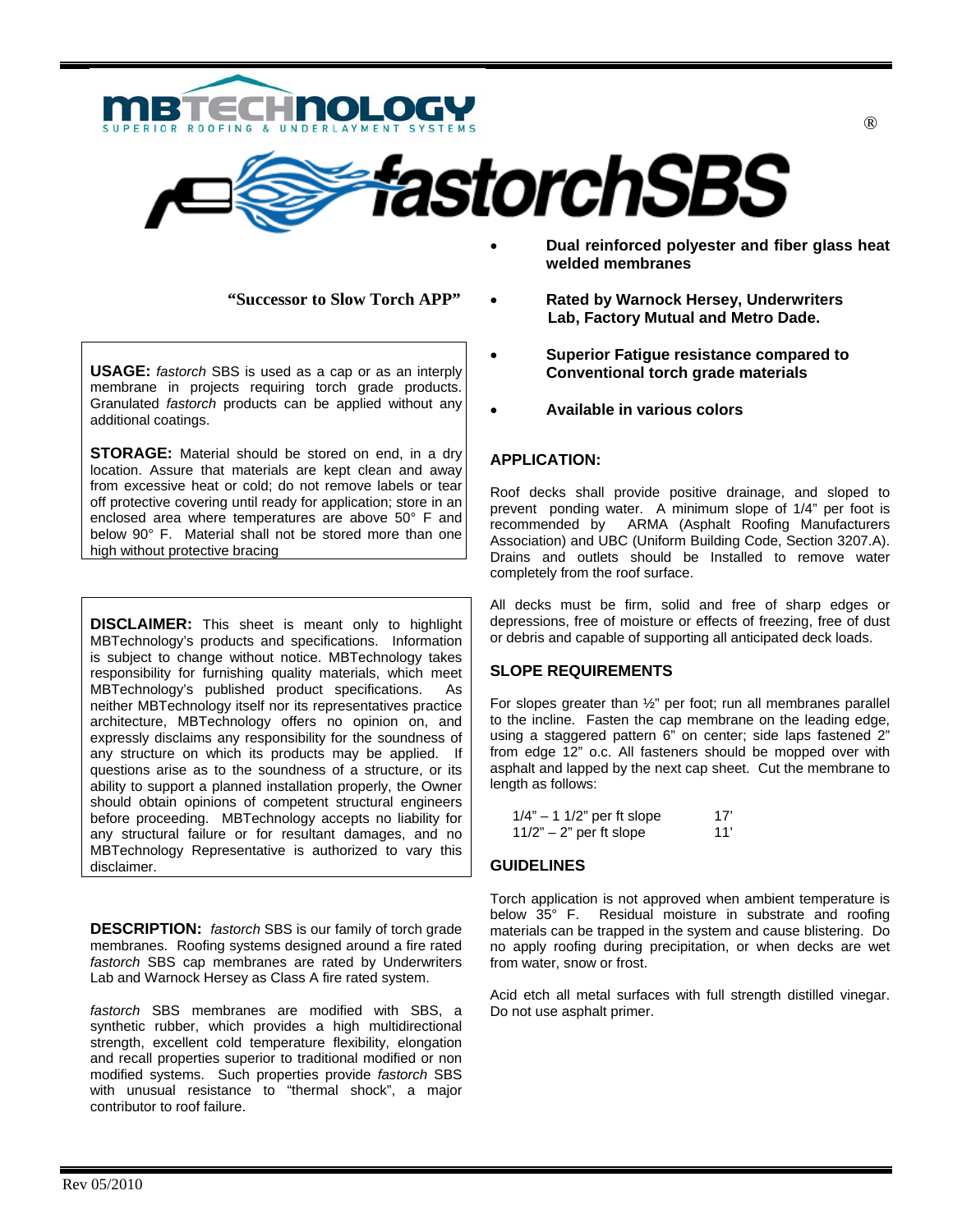# MBTECHNOLOGY

SUPERIOR ROOFING & UNDERLAYMENT SYSTEMS

®

# fastorchSBS

**"Successor to Slow Torch APP"**

- **Dual reinforced polyester and fiber glass heat welded membranes**
- **Rated by Warnock Hersey, Underwriters Lab, Factory Mutual and Metro Dade.**
- **Superior Fatigue resistance compared to Conventional torch grade materials**
- **Available in various colors**

**USAGE:** *fastorch* SBS is used as a cap or as an interply membrane in projects requiring torch grade products. Granulated *fastorch* products can be applied without any additional coatings.

**STORAGE:** Material should be stored on end, in a dry location. Assure that materials are kept clean and away from excessive heat or cold; do not remove labels or tear off protective covering until ready for application; store in an enclosed area where temperatures are above 50° F and below 90° F. Material shall not be stored more than one high without protective bracing

**DISCLAIMER:** This sheet is meant only to highlight MBTechnology's products and specifications. Information is subject to change without notice. MBTechnology takes responsibility for furnishing quality materials, which meet MBTechnology's published product specifications. As neither MBTechnology itself nor its representatives practice architecture, MBTechnology offers no opinion on, and expressly disclaims any responsibility for the soundness of any structure on which its products may be applied. If questions arise as to the soundness of a structure, or its ability to support a planned installation properly, the Owner should obtain opinions of competent structural engineers before proceeding. MBTechnology accepts no liability for any structural failure or for resultant damages, and no MBTechnology Representative is authorized to vary this disclaimer.

**DESCRIPTION:** *fastorch* SBS is our family of torch grade membranes. Roofing systems designed around a fire rated *fastorch* SBS cap membranes are rated by Underwriters Lab and Warnock Hersey as Class A fire rated system.

*fastorch* SBS membranes are modified with SBS, a synthetic rubber, which provides a high multidirectional strength, excellent cold temperature flexibility, elongation and recall properties superior to traditional modified or non modified systems. Such properties provide *fastorch* SBS with unusual resistance to "thermal shock", a major contributor to roof failure.

## APPLICATION:

Roof decks shall provide positive drainage, and sloped to prevent ponding water. A minimum slope of 1/4" per foot is recommended by ARMA (Asphalt Roofing Manufacturers Association) and UBC (Uniform Building Code, Section 3207.A). Drains and outlets should be Installed to remove water completely from the roof surface.

All decks must be firm, solid and free of sharp edges or depressions, free of moisture or effects of freezing, free of dust or debris and capable of supporting all anticipated deck loads.

## SLOPE REQUIREMENTS

For slopes greater than ½" per foot; run all membranes parallel to the incline. Fasten the cap membrane on the leading edge, using a staggered pattern 6" on center; side laps fastened 2" from edge 12" o.c. All fasteners should be mopped over with asphalt and lapped by the next cap sheet. Cut the membrane to length as follows:

| | |
|---|---|
| 1/4" – 1 1/2" per ft slope | 17' |
| 11/2" – 2" per ft slope | 11' |

## GUIDELINES

Torch application is not approved when ambient temperature is below 35° F. Residual moisture in substrate and roofing materials can be trapped in the system and cause blistering. Do no apply roofing during precipitation, or when decks are wet from water, snow or frost.

Acid etch all metal surfaces with full strength distilled vinegar. Do not use asphalt primer.

Rev 05/2010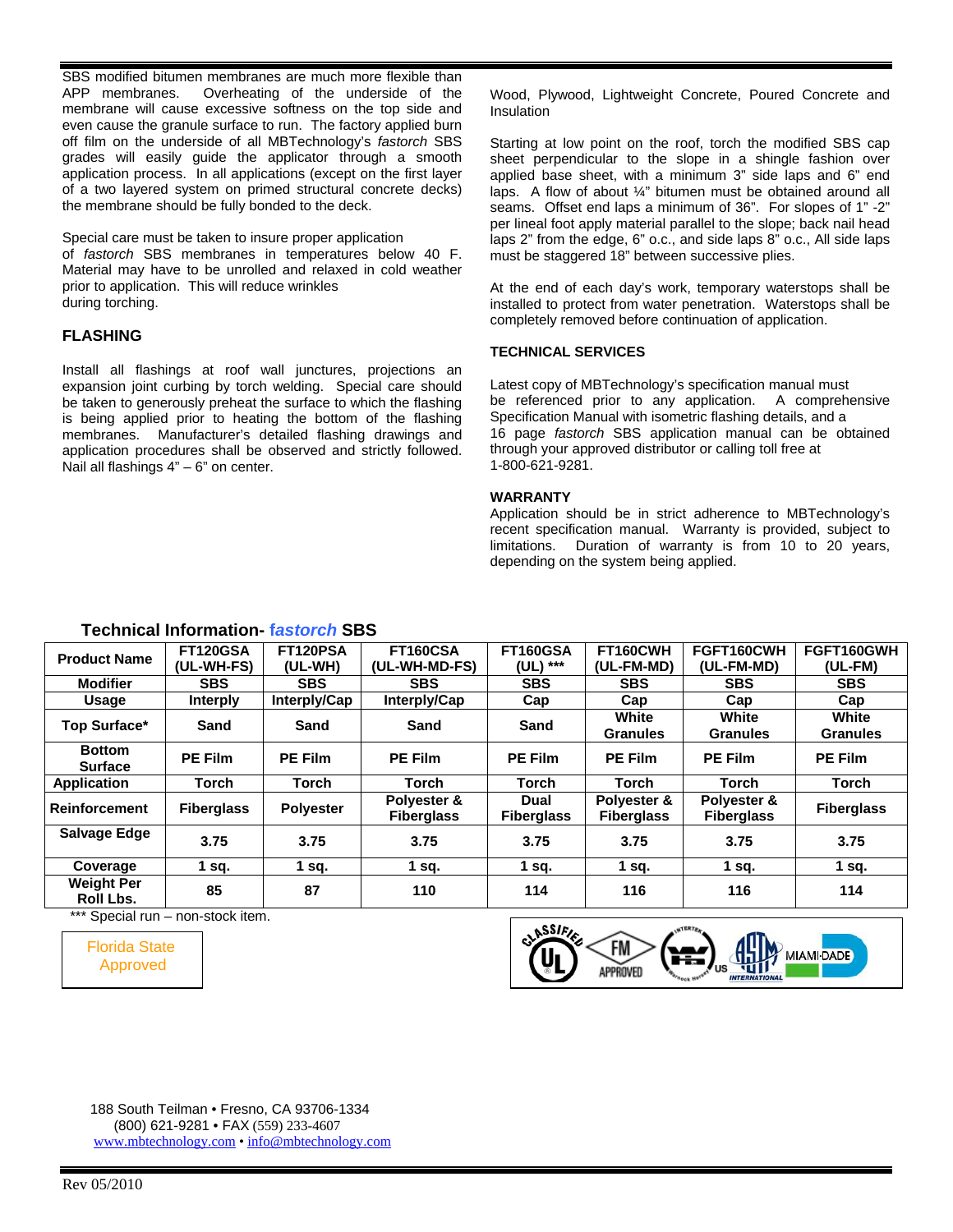SBS modified bitumen membranes are much more flexible than APP membranes. Overheating of the underside of the membrane will cause excessive softness on the top side and even cause the granule surface to run. The factory applied burn off film on the underside of all MBTechnology's *fastorch* SBS grades will easily guide the applicator through a smooth application process. In all applications (except on the first layer of a two layered system on primed structural concrete decks) the membrane should be fully bonded to the deck.

Special care must be taken to insure proper application of *fastorch* SBS membranes in temperatures below 40 F. Material may have to be unrolled and relaxed in cold weather prior to application. This will reduce wrinkles during torching.

### FLASHING

Install all flashings at roof wall junctures, projections an expansion joint curbing by torch welding. Special care should be taken to generously preheat the surface to which the flashing is being applied prior to heating the bottom of the flashing membranes. Manufacturer's detailed flashing drawings and application procedures shall be observed and strictly followed. Nail all flashings 4" – 6" on center.

Wood, Plywood, Lightweight Concrete, Poured Concrete and Insulation

Starting at low point on the roof, torch the modified SBS cap sheet perpendicular to the slope in a shingle fashion over applied base sheet, with a minimum 3" side laps and 6" end laps. A flow of about ¼" bitumen must be obtained around all seams. Offset end laps a minimum of 36". For slopes of 1" -2" per lineal foot apply material parallel to the slope; back nail head laps 2" from the edge, 6" o.c., and side laps 8" o.c., All side laps must be staggered 18" between successive plies.

At the end of each day's work, temporary waterstops shall be installed to protect from water penetration. Waterstops shall be completely removed before continuation of application.

### TECHNICAL SERVICES

Latest copy of MBTechnology's specification manual must be referenced prior to any application. A comprehensive Specification Manual with isometric flashing details, and a 16 page *fastorch* SBS application manual can be obtained through your approved distributor or calling toll free at 1-800-621-9281.

### WARRANTY

Application should be in strict adherence to MBTechnology's recent specification manual. Warranty is provided, subject to limitations. Duration of warranty is from 10 to 20 years, depending on the system being applied.

## Technical Information- *fastorch* SBS

| Product Name | FT120GSA (UL-WH-FS) | FT120PSA (UL-WH) | FT160CSA (UL-WH-MD-FS) | FT160GSA (UL) *** | FT160CWH (UL-FM-MD) | FGFT160CWH (UL-FM-MD) | FGFT160GWH (UL-FM) |
|---|---|---|---|---|---|---|---|
| Modifier | SBS | SBS | SBS | SBS | SBS | SBS | SBS |
| Usage | Interply | Interply/Cap | Interply/Cap | Cap | Cap | Cap | Cap |
| Top Surface* | Sand | Sand | Sand | Sand | White Granules | White Granules | White Granules |
| Bottom Surface | PE Film | PE Film | PE Film | PE Film | PE Film | PE Film | PE Film |
| Application | Torch | Torch | Torch | Torch | Torch | Torch | Torch |
| Reinforcement | Fiberglass | Polyester | Polyester & Fiberglass | Dual Fiberglass | Polyester & Fiberglass | Polyester & Fiberglass | Fiberglass |
| Salvage Edge | 3.75 | 3.75 | 3.75 | 3.75 | 3.75 | 3.75 | 3.75 |
| Coverage | 1 sq. | 1 sq. | 1 sq. | 1 sq. | 1 sq. | 1 sq. | 1 sq. |
| Weight Per Roll Lbs. | 85 | 87 | 110 | 114 | 116 | 116 | 114 |

*** Special run – non-stock item.

Florida State Approved

188 South Teilman • Fresno, CA 93706-1334
(800) 621-9281 • FAX (559) 233-4607
www.mbtechnology.com • info@mbtechnology.com

Rev 05/2010